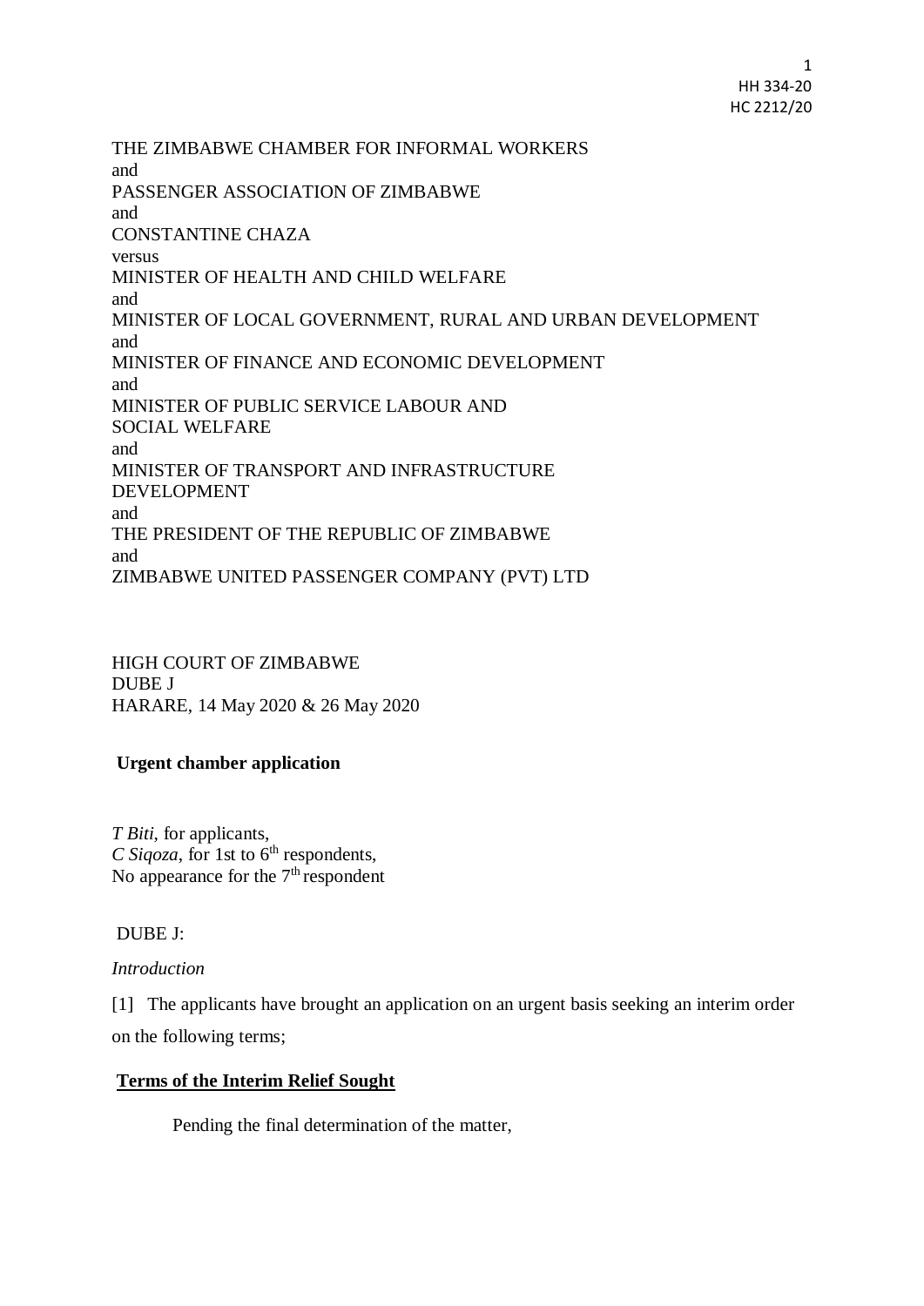THE ZIMBABWE CHAMBER FOR INFORMAL WORKERS
and
PASSENGER ASSOCIATION OF ZIMBABWE
and
CONSTANTINE CHAZA
versus
MINISTER OF HEALTH AND CHILD WELFARE
and
MINISTER OF LOCAL GOVERNMENT, RURAL AND URBAN DEVELOPMENT
and
MINISTER OF FINANCE AND ECONOMIC DEVELOPMENT
and
MINISTER OF PUBLIC SERVICE LABOUR AND
SOCIAL WELFARE
and
MINISTER OF TRANSPORT AND INFRASTRUCTURE
DEVELOPMENT
and
THE PRESIDENT OF THE REPUBLIC OF ZIMBABWE
and
ZIMBABWE UNITED PASSENGER COMPANY (PVT) LTD

HIGH COURT OF ZIMBABWE
DUBE J
HARARE, 14 May 2020 & 26 May 2020

**Urgent chamber application**

*T Biti*, for applicants,
*C Siqoza*, for 1st to 6th respondents,
No appearance for the 7th respondent

DUBE J:

*Introduction*

[1] The applicants have brought an application on an urgent basis seeking an interim order on the following terms;

**Terms of the Interim Relief Sought**

Pending the final determination of the matter,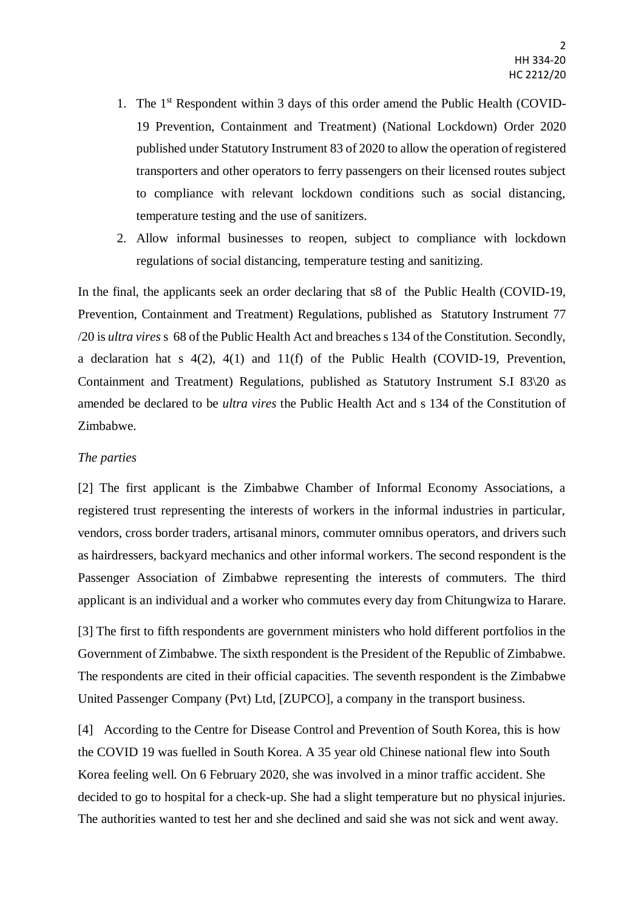1. The 1st Respondent within 3 days of this order amend the Public Health (COVID-19 Prevention, Containment and Treatment) (National Lockdown) Order 2020 published under Statutory Instrument 83 of 2020 to allow the operation of registered transporters and other operators to ferry passengers on their licensed routes subject to compliance with relevant lockdown conditions such as social distancing, temperature testing and the use of sanitizers.
2. Allow informal businesses to reopen, subject to compliance with lockdown regulations of social distancing, temperature testing and sanitizing.

In the final, the applicants seek an order declaring that s8 of the Public Health (COVID-19, Prevention, Containment and Treatment) Regulations, published as Statutory Instrument 77 /20 is *ultra vires* s 68 of the Public Health Act and breaches s 134 of the Constitution. Secondly, a declaration hat s 4(2), 4(1) and 11(f) of the Public Health (COVID-19, Prevention, Containment and Treatment) Regulations, published as Statutory Instrument S.I 83\20 as amended be declared to be *ultra vires* the Public Health Act and s 134 of the Constitution of Zimbabwe.

*The parties*

[2] The first applicant is the Zimbabwe Chamber of Informal Economy Associations, a registered trust representing the interests of workers in the informal industries in particular, vendors, cross border traders, artisanal minors, commuter omnibus operators, and drivers such as hairdressers, backyard mechanics and other informal workers. The second respondent is the Passenger Association of Zimbabwe representing the interests of commuters. The third applicant is an individual and a worker who commutes every day from Chitungwiza to Harare.

[3] The first to fifth respondents are government ministers who hold different portfolios in the Government of Zimbabwe. The sixth respondent is the President of the Republic of Zimbabwe. The respondents are cited in their official capacities. The seventh respondent is the Zimbabwe United Passenger Company (Pvt) Ltd, [ZUPCO], a company in the transport business.

[4] According to the Centre for Disease Control and Prevention of South Korea, this is how the COVID 19 was fuelled in South Korea. A 35 year old Chinese national flew into South Korea feeling well. On 6 February 2020, she was involved in a minor traffic accident. She decided to go to hospital for a check-up. She had a slight temperature but no physical injuries. The authorities wanted to test her and she declined and said she was not sick and went away.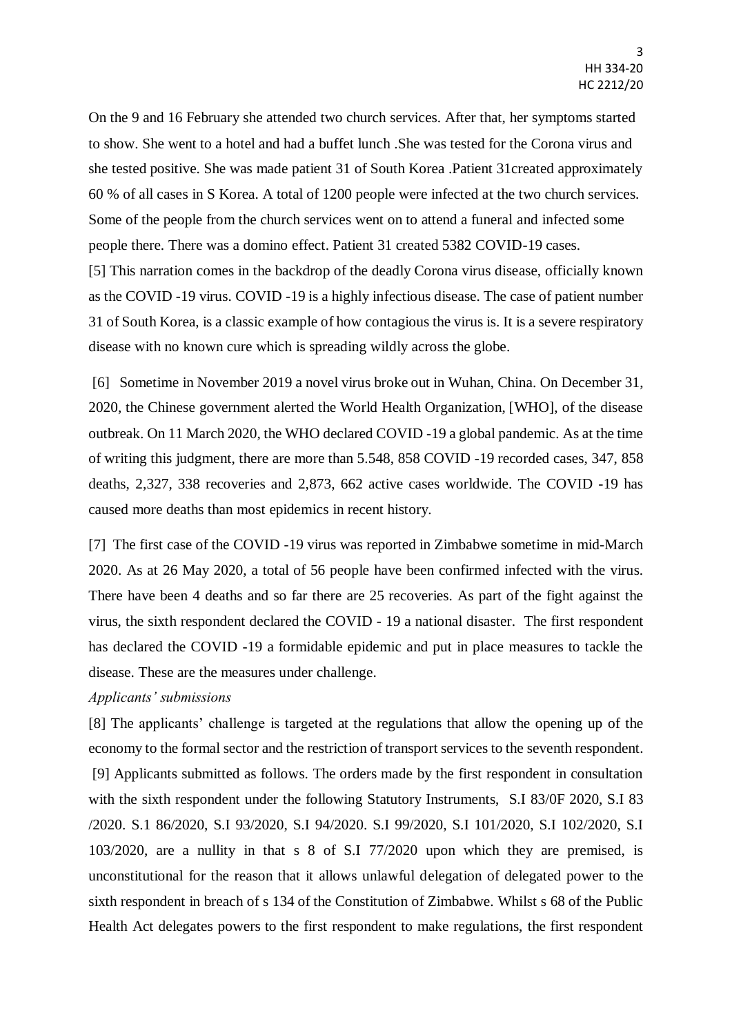On the 9 and 16 February she attended two church services. After that, her symptoms started to show. She went to a hotel and had a buffet lunch .She was tested for the Corona virus and she tested positive. She was made patient 31 of South Korea .Patient 31created approximately 60 % of all cases in S Korea. A total of 1200 people were infected at the two church services. Some of the people from the church services went on to attend a funeral and infected some people there. There was a domino effect. Patient 31 created 5382 COVID-19 cases.

[5] This narration comes in the backdrop of the deadly Corona virus disease, officially known as the COVID -19 virus. COVID -19 is a highly infectious disease. The case of patient number 31 of South Korea, is a classic example of how contagious the virus is. It is a severe respiratory disease with no known cure which is spreading wildly across the globe.

[6] Sometime in November 2019 a novel virus broke out in Wuhan, China. On December 31, 2020, the Chinese government alerted the World Health Organization, [WHO], of the disease outbreak. On 11 March 2020, the WHO declared COVID -19 a global pandemic. As at the time of writing this judgment, there are more than 5.548, 858 COVID -19 recorded cases, 347, 858 deaths, 2,327, 338 recoveries and 2,873, 662 active cases worldwide. The COVID -19 has caused more deaths than most epidemics in recent history.

[7] The first case of the COVID -19 virus was reported in Zimbabwe sometime in mid-March 2020. As at 26 May 2020, a total of 56 people have been confirmed infected with the virus. There have been 4 deaths and so far there are 25 recoveries. As part of the fight against the virus, the sixth respondent declared the COVID - 19 a national disaster. The first respondent has declared the COVID -19 a formidable epidemic and put in place measures to tackle the disease. These are the measures under challenge.

*Applicants' submissions*

[8] The applicants' challenge is targeted at the regulations that allow the opening up of the economy to the formal sector and the restriction of transport services to the seventh respondent.

[9] Applicants submitted as follows. The orders made by the first respondent in consultation with the sixth respondent under the following Statutory Instruments, S.I 83/0F 2020, S.I 83 /2020. S.1 86/2020, S.I 93/2020, S.I 94/2020. S.I 99/2020, S.I 101/2020, S.I 102/2020, S.I 103/2020, are a nullity in that s 8 of S.I 77/2020 upon which they are premised, is unconstitutional for the reason that it allows unlawful delegation of delegated power to the sixth respondent in breach of s 134 of the Constitution of Zimbabwe. Whilst s 68 of the Public Health Act delegates powers to the first respondent to make regulations, the first respondent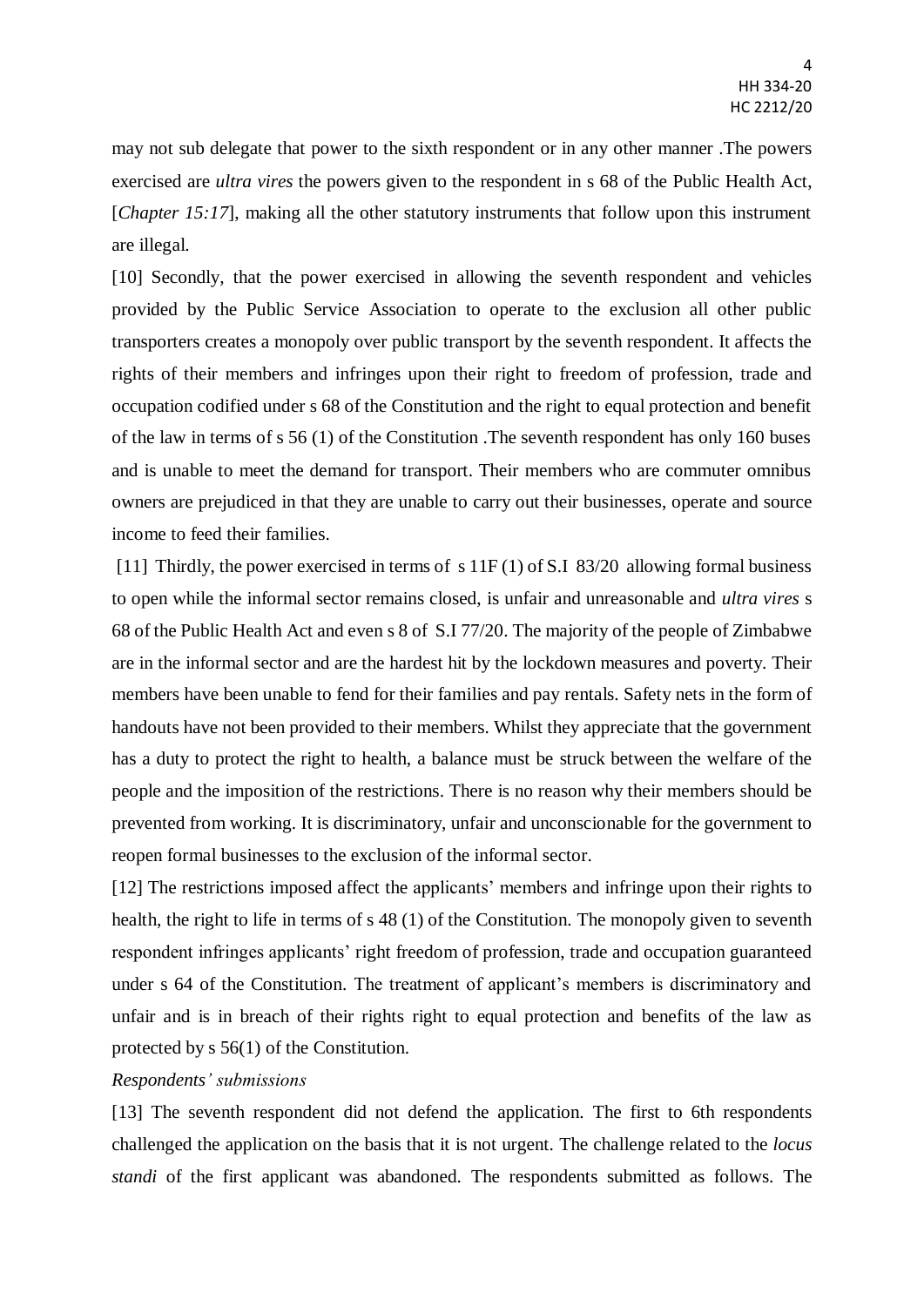may not sub delegate that power to the sixth respondent or in any other manner .The powers exercised are *ultra vires* the powers given to the respondent in s 68 of the Public Health Act, [*Chapter 15:17*], making all the other statutory instruments that follow upon this instrument are illegal.

[10] Secondly, that the power exercised in allowing the seventh respondent and vehicles provided by the Public Service Association to operate to the exclusion all other public transporters creates a monopoly over public transport by the seventh respondent. It affects the rights of their members and infringes upon their right to freedom of profession, trade and occupation codified under s 68 of the Constitution and the right to equal protection and benefit of the law in terms of s 56 (1) of the Constitution .The seventh respondent has only 160 buses and is unable to meet the demand for transport. Their members who are commuter omnibus owners are prejudiced in that they are unable to carry out their businesses, operate and source income to feed their families.

[11] Thirdly, the power exercised in terms of s 11F (1) of S.I 83/20 allowing formal business to open while the informal sector remains closed, is unfair and unreasonable and *ultra vires* s 68 of the Public Health Act and even s 8 of S.I 77/20. The majority of the people of Zimbabwe are in the informal sector and are the hardest hit by the lockdown measures and poverty. Their members have been unable to fend for their families and pay rentals. Safety nets in the form of handouts have not been provided to their members. Whilst they appreciate that the government has a duty to protect the right to health, a balance must be struck between the welfare of the people and the imposition of the restrictions. There is no reason why their members should be prevented from working. It is discriminatory, unfair and unconscionable for the government to reopen formal businesses to the exclusion of the informal sector.

[12] The restrictions imposed affect the applicants' members and infringe upon their rights to health, the right to life in terms of s 48 (1) of the Constitution. The monopoly given to seventh respondent infringes applicants' right freedom of profession, trade and occupation guaranteed under s 64 of the Constitution. The treatment of applicant's members is discriminatory and unfair and is in breach of their rights right to equal protection and benefits of the law as protected by s 56(1) of the Constitution.

*Respondents' submissions*

[13] The seventh respondent did not defend the application. The first to 6th respondents challenged the application on the basis that it is not urgent. The challenge related to the *locus standi* of the first applicant was abandoned. The respondents submitted as follows. The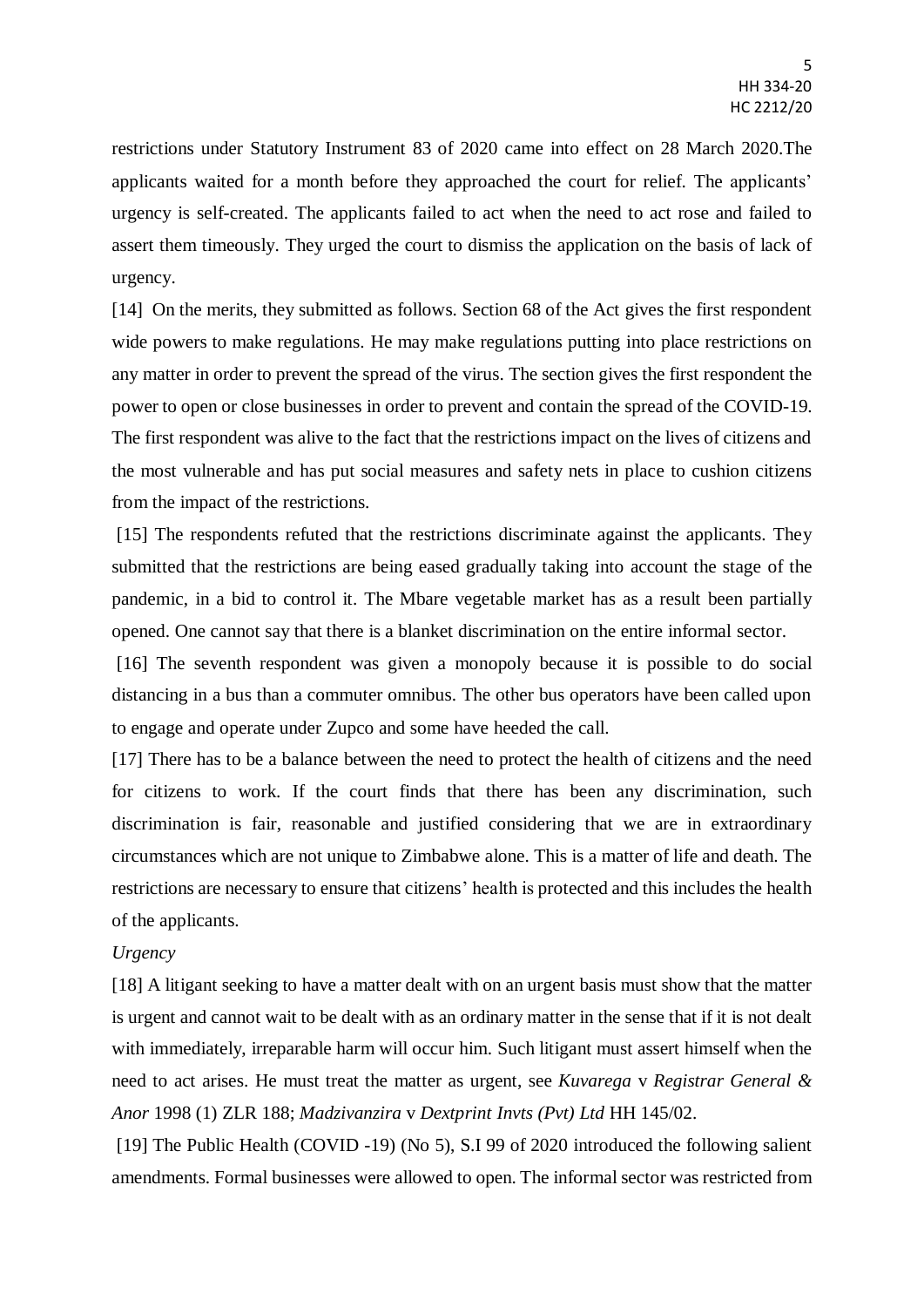restrictions under Statutory Instrument 83 of 2020 came into effect on 28 March 2020.The applicants waited for a month before they approached the court for relief. The applicants' urgency is self-created. The applicants failed to act when the need to act rose and failed to assert them timeously. They urged the court to dismiss the application on the basis of lack of urgency.

[14] On the merits, they submitted as follows. Section 68 of the Act gives the first respondent wide powers to make regulations. He may make regulations putting into place restrictions on any matter in order to prevent the spread of the virus. The section gives the first respondent the power to open or close businesses in order to prevent and contain the spread of the COVID-19. The first respondent was alive to the fact that the restrictions impact on the lives of citizens and the most vulnerable and has put social measures and safety nets in place to cushion citizens from the impact of the restrictions.

[15] The respondents refuted that the restrictions discriminate against the applicants. They submitted that the restrictions are being eased gradually taking into account the stage of the pandemic, in a bid to control it. The Mbare vegetable market has as a result been partially opened. One cannot say that there is a blanket discrimination on the entire informal sector.

[16] The seventh respondent was given a monopoly because it is possible to do social distancing in a bus than a commuter omnibus. The other bus operators have been called upon to engage and operate under Zupco and some have heeded the call.

[17] There has to be a balance between the need to protect the health of citizens and the need for citizens to work. If the court finds that there has been any discrimination, such discrimination is fair, reasonable and justified considering that we are in extraordinary circumstances which are not unique to Zimbabwe alone. This is a matter of life and death. The restrictions are necessary to ensure that citizens' health is protected and this includes the health of the applicants.

*Urgency*

[18] A litigant seeking to have a matter dealt with on an urgent basis must show that the matter is urgent and cannot wait to be dealt with as an ordinary matter in the sense that if it is not dealt with immediately, irreparable harm will occur him. Such litigant must assert himself when the need to act arises. He must treat the matter as urgent, see *Kuvarega* v *Registrar General & Anor* 1998 (1) ZLR 188; *Madzivanzira* v *Dextprint Invts (Pvt) Ltd* HH 145/02.

[19] The Public Health (COVID -19) (No 5), S.I 99 of 2020 introduced the following salient amendments. Formal businesses were allowed to open. The informal sector was restricted from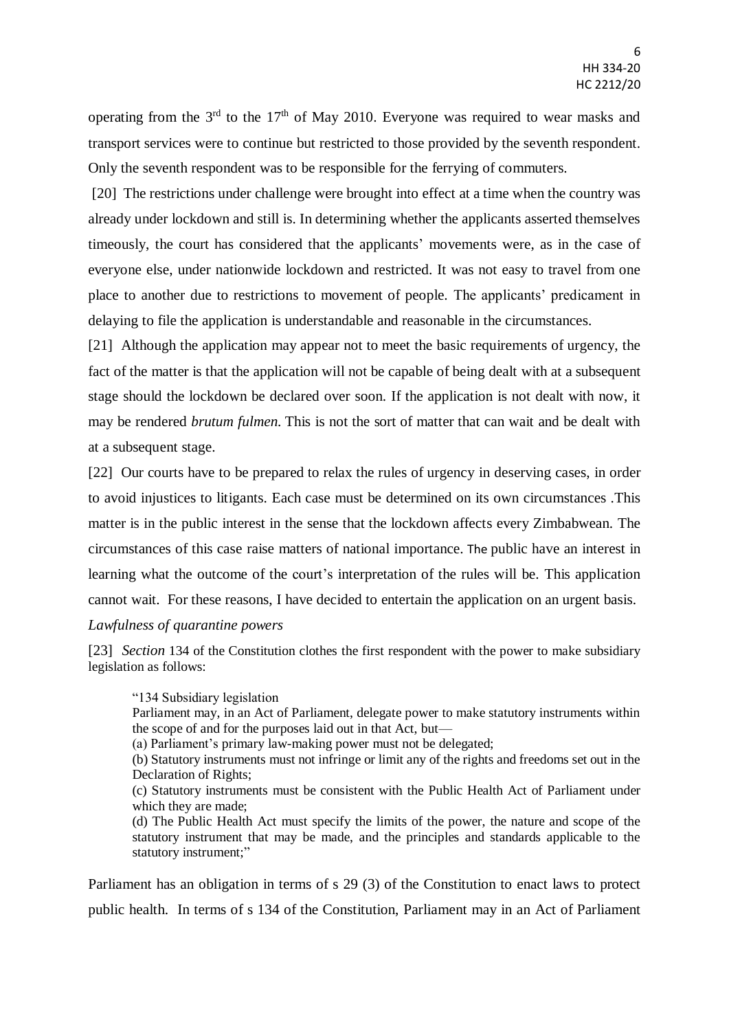operating from the 3rd to the 17th of May 2010. Everyone was required to wear masks and transport services were to continue but restricted to those provided by the seventh respondent. Only the seventh respondent was to be responsible for the ferrying of commuters.

[20] The restrictions under challenge were brought into effect at a time when the country was already under lockdown and still is. In determining whether the applicants asserted themselves timeously, the court has considered that the applicants' movements were, as in the case of everyone else, under nationwide lockdown and restricted. It was not easy to travel from one place to another due to restrictions to movement of people. The applicants' predicament in delaying to file the application is understandable and reasonable in the circumstances.

[21] Although the application may appear not to meet the basic requirements of urgency, the fact of the matter is that the application will not be capable of being dealt with at a subsequent stage should the lockdown be declared over soon. If the application is not dealt with now, it may be rendered *brutum fulmen*. This is not the sort of matter that can wait and be dealt with at a subsequent stage.

[22] Our courts have to be prepared to relax the rules of urgency in deserving cases, in order to avoid injustices to litigants. Each case must be determined on its own circumstances .This matter is in the public interest in the sense that the lockdown affects every Zimbabwean. The circumstances of this case raise matters of national importance. The public have an interest in learning what the outcome of the court's interpretation of the rules will be. This application cannot wait. For these reasons, I have decided to entertain the application on an urgent basis.

*Lawfulness of quarantine powers*

[23] *Section* 134 of the Constitution clothes the first respondent with the power to make subsidiary legislation as follows:

> "134 Subsidiary legislation
>
> Parliament may, in an Act of Parliament, delegate power to make statutory instruments within the scope of and for the purposes laid out in that Act, but—
>
> (a) Parliament's primary law-making power must not be delegated;
>
> (b) Statutory instruments must not infringe or limit any of the rights and freedoms set out in the Declaration of Rights;
>
> (c) Statutory instruments must be consistent with the Public Health Act of Parliament under which they are made;
>
> (d) The Public Health Act must specify the limits of the power, the nature and scope of the statutory instrument that may be made, and the principles and standards applicable to the statutory instrument;"

Parliament has an obligation in terms of s 29 (3) of the Constitution to enact laws to protect public health. In terms of s 134 of the Constitution, Parliament may in an Act of Parliament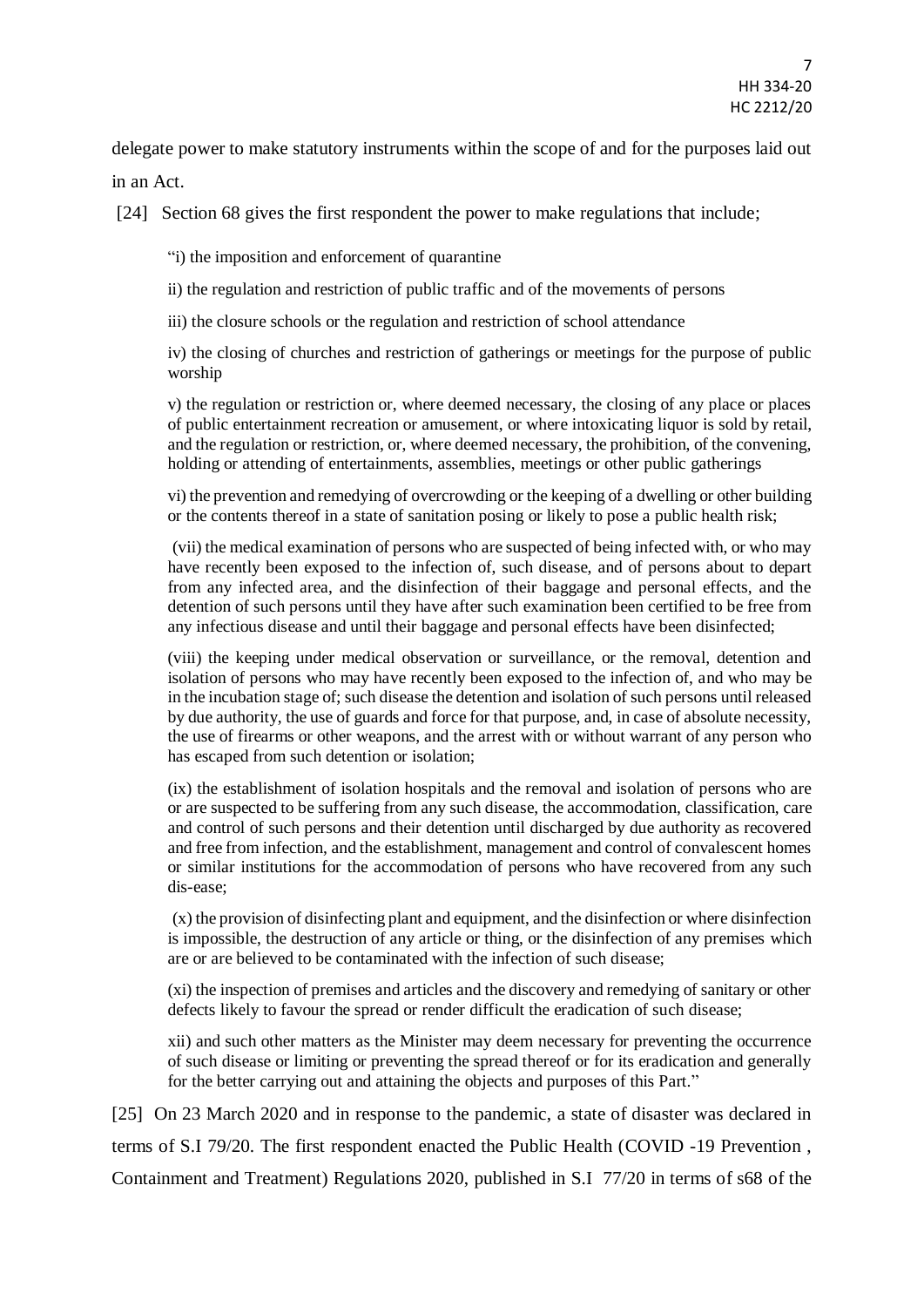delegate power to make statutory instruments within the scope of and for the purposes laid out in an Act.

[24] Section 68 gives the first respondent the power to make regulations that include;

> "i) the imposition and enforcement of quarantine
>
> ii) the regulation and restriction of public traffic and of the movements of persons
>
> iii) the closure schools or the regulation and restriction of school attendance
>
> iv) the closing of churches and restriction of gatherings or meetings for the purpose of public worship
>
> v) the regulation or restriction or, where deemed necessary, the closing of any place or places of public entertainment recreation or amusement, or where intoxicating liquor is sold by retail, and the regulation or restriction, or, where deemed necessary, the prohibition, of the convening, holding or attending of entertainments, assemblies, meetings or other public gatherings
>
> vi) the prevention and remedying of overcrowding or the keeping of a dwelling or other building or the contents thereof in a state of sanitation posing or likely to pose a public health risk;
>
> (vii) the medical examination of persons who are suspected of being infected with, or who may have recently been exposed to the infection of, such disease, and of persons about to depart from any infected area, and the disinfection of their baggage and personal effects, and the detention of such persons until they have after such examination been certified to be free from any infectious disease and until their baggage and personal effects have been disinfected;
>
> (viii) the keeping under medical observation or surveillance, or the removal, detention and isolation of persons who may have recently been exposed to the infection of, and who may be in the incubation stage of; such disease the detention and isolation of such persons until released by due authority, the use of guards and force for that purpose, and, in case of absolute necessity, the use of firearms or other weapons, and the arrest with or without warrant of any person who has escaped from such detention or isolation;
>
> (ix) the establishment of isolation hospitals and the removal and isolation of persons who are or are suspected to be suffering from any such disease, the accommodation, classification, care and control of such persons and their detention until discharged by due authority as recovered and free from infection, and the establishment, management and control of convalescent homes or similar institutions for the accommodation of persons who have recovered from any such dis-ease;
>
> (x) the provision of disinfecting plant and equipment, and the disinfection or where disinfection is impossible, the destruction of any article or thing, or the disinfection of any premises which are or are believed to be contaminated with the infection of such disease;
>
> (xi) the inspection of premises and articles and the discovery and remedying of sanitary or other defects likely to favour the spread or render difficult the eradication of such disease;
>
> xii) and such other matters as the Minister may deem necessary for preventing the occurrence of such disease or limiting or preventing the spread thereof or for its eradication and generally for the better carrying out and attaining the objects and purposes of this Part."

[25] On 23 March 2020 and in response to the pandemic, a state of disaster was declared in terms of S.I 79/20. The first respondent enacted the Public Health (COVID -19 Prevention , Containment and Treatment) Regulations 2020, published in S.I 77/20 in terms of s68 of the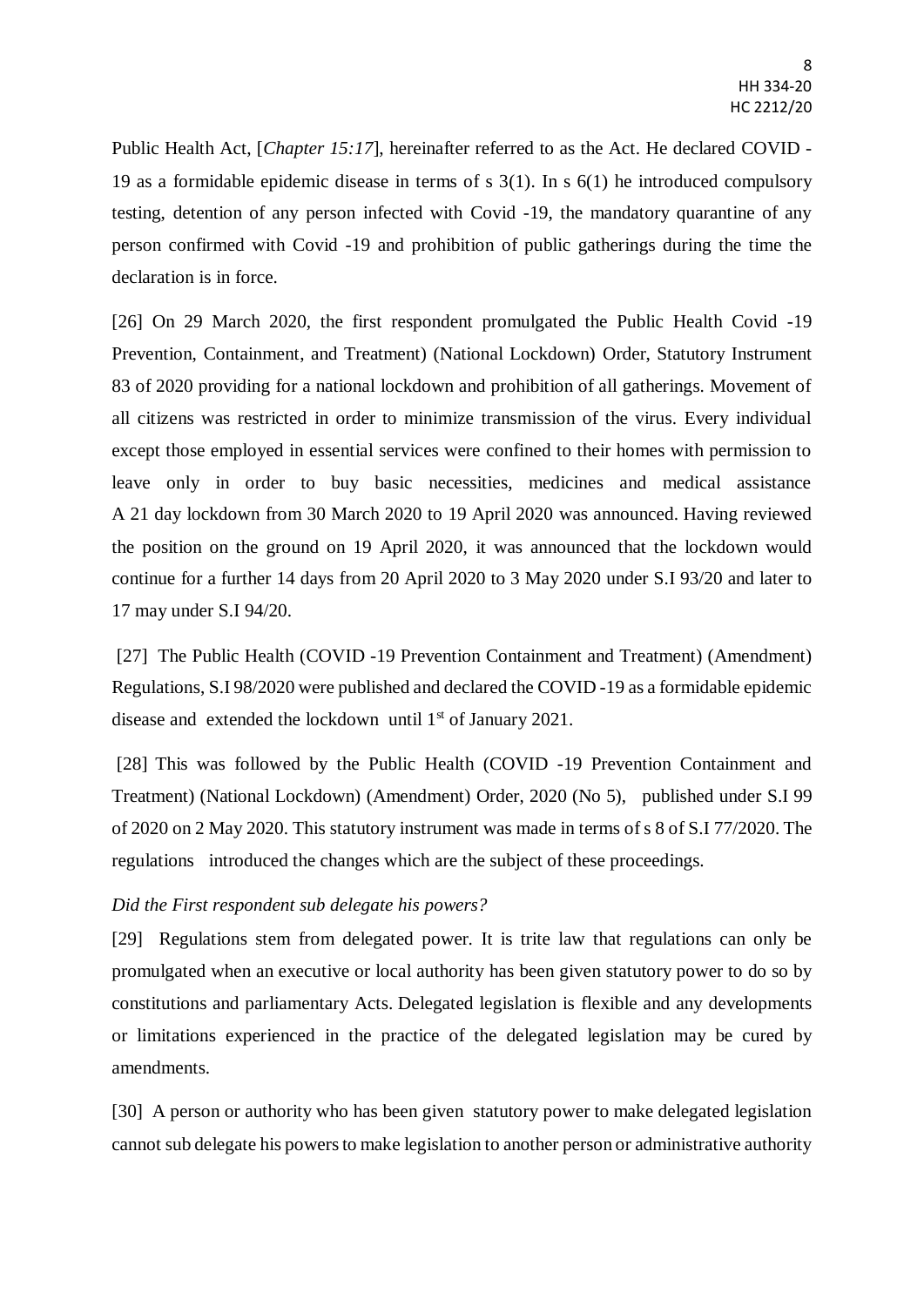Public Health Act, [*Chapter 15:17*], hereinafter referred to as the Act. He declared COVID -19 as a formidable epidemic disease in terms of s 3(1). In s 6(1) he introduced compulsory testing, detention of any person infected with Covid -19, the mandatory quarantine of any person confirmed with Covid -19 and prohibition of public gatherings during the time the declaration is in force.

[26] On 29 March 2020, the first respondent promulgated the Public Health Covid -19 Prevention, Containment, and Treatment) (National Lockdown) Order, Statutory Instrument 83 of 2020 providing for a national lockdown and prohibition of all gatherings. Movement of all citizens was restricted in order to minimize transmission of the virus. Every individual except those employed in essential services were confined to their homes with permission to leave only in order to buy basic necessities, medicines and medical assistance A 21 day lockdown from 30 March 2020 to 19 April 2020 was announced. Having reviewed the position on the ground on 19 April 2020, it was announced that the lockdown would continue for a further 14 days from 20 April 2020 to 3 May 2020 under S.I 93/20 and later to 17 may under S.I 94/20.

[27] The Public Health (COVID -19 Prevention Containment and Treatment) (Amendment) Regulations, S.I 98/2020 were published and declared the COVID -19 as a formidable epidemic disease and extended the lockdown until 1st of January 2021.

[28] This was followed by the Public Health (COVID -19 Prevention Containment and Treatment) (National Lockdown) (Amendment) Order, 2020 (No 5), published under S.I 99 of 2020 on 2 May 2020. This statutory instrument was made in terms of s 8 of S.I 77/2020. The regulations introduced the changes which are the subject of these proceedings.

*Did the First respondent sub delegate his powers?*

[29] Regulations stem from delegated power. It is trite law that regulations can only be promulgated when an executive or local authority has been given statutory power to do so by constitutions and parliamentary Acts. Delegated legislation is flexible and any developments or limitations experienced in the practice of the delegated legislation may be cured by amendments.

[30] A person or authority who has been given statutory power to make delegated legislation cannot sub delegate his powers to make legislation to another person or administrative authority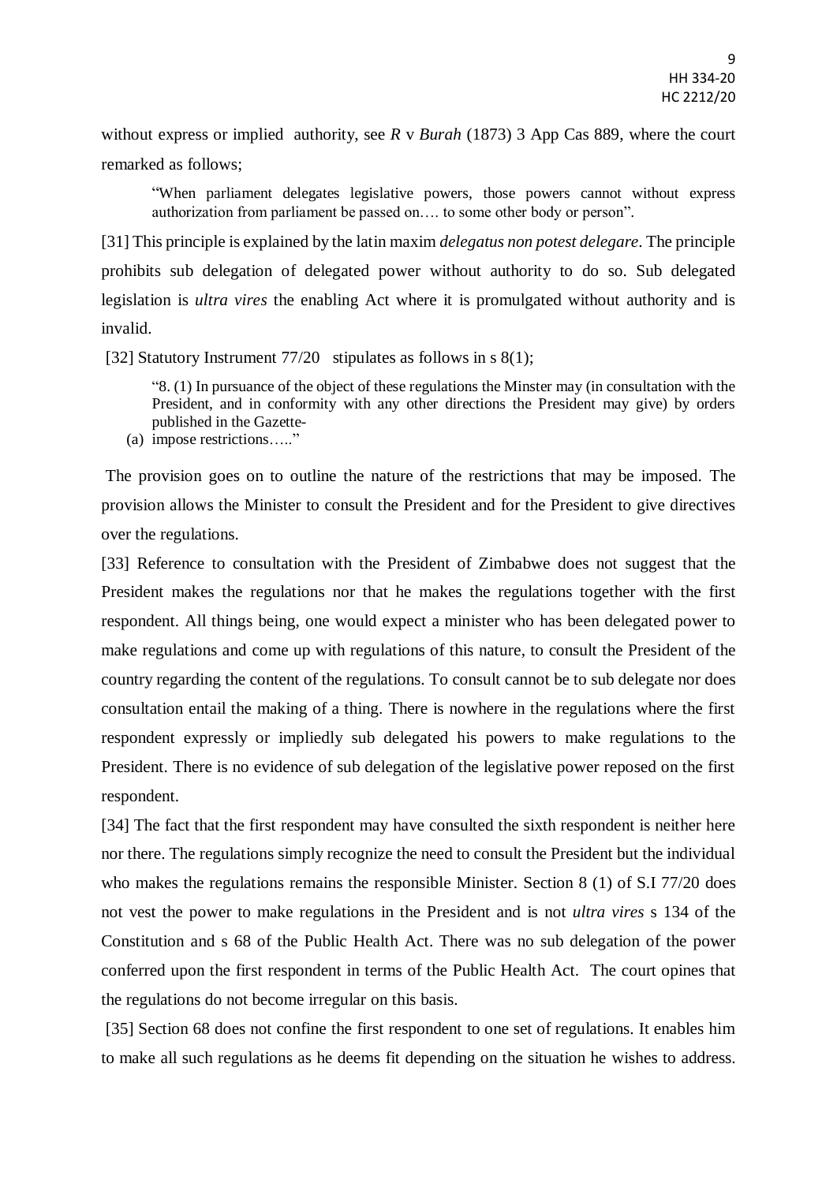without express or implied authority, see *R* v *Burah* (1873) 3 App Cas 889, where the court remarked as follows;

> "When parliament delegates legislative powers, those powers cannot without express authorization from parliament be passed on…. to some other body or person".

[31] This principle is explained by the latin maxim *delegatus non potest delegare*. The principle prohibits sub delegation of delegated power without authority to do so. Sub delegated legislation is *ultra vires* the enabling Act where it is promulgated without authority and is invalid.

[32] Statutory Instrument 77/20 stipulates as follows in s 8(1);

> "8. (1) In pursuance of the object of these regulations the Minster may (in consultation with the President, and in conformity with any other directions the President may give) by orders published in the Gazette-
>
> (a) impose restrictions….."

The provision goes on to outline the nature of the restrictions that may be imposed. The provision allows the Minister to consult the President and for the President to give directives over the regulations.

[33] Reference to consultation with the President of Zimbabwe does not suggest that the President makes the regulations nor that he makes the regulations together with the first respondent. All things being, one would expect a minister who has been delegated power to make regulations and come up with regulations of this nature, to consult the President of the country regarding the content of the regulations. To consult cannot be to sub delegate nor does consultation entail the making of a thing. There is nowhere in the regulations where the first respondent expressly or impliedly sub delegated his powers to make regulations to the President. There is no evidence of sub delegation of the legislative power reposed on the first respondent.

[34] The fact that the first respondent may have consulted the sixth respondent is neither here nor there. The regulations simply recognize the need to consult the President but the individual who makes the regulations remains the responsible Minister. Section 8 (1) of S.I 77/20 does not vest the power to make regulations in the President and is not *ultra vires* s 134 of the Constitution and s 68 of the Public Health Act. There was no sub delegation of the power conferred upon the first respondent in terms of the Public Health Act. The court opines that the regulations do not become irregular on this basis.

[35] Section 68 does not confine the first respondent to one set of regulations. It enables him to make all such regulations as he deems fit depending on the situation he wishes to address.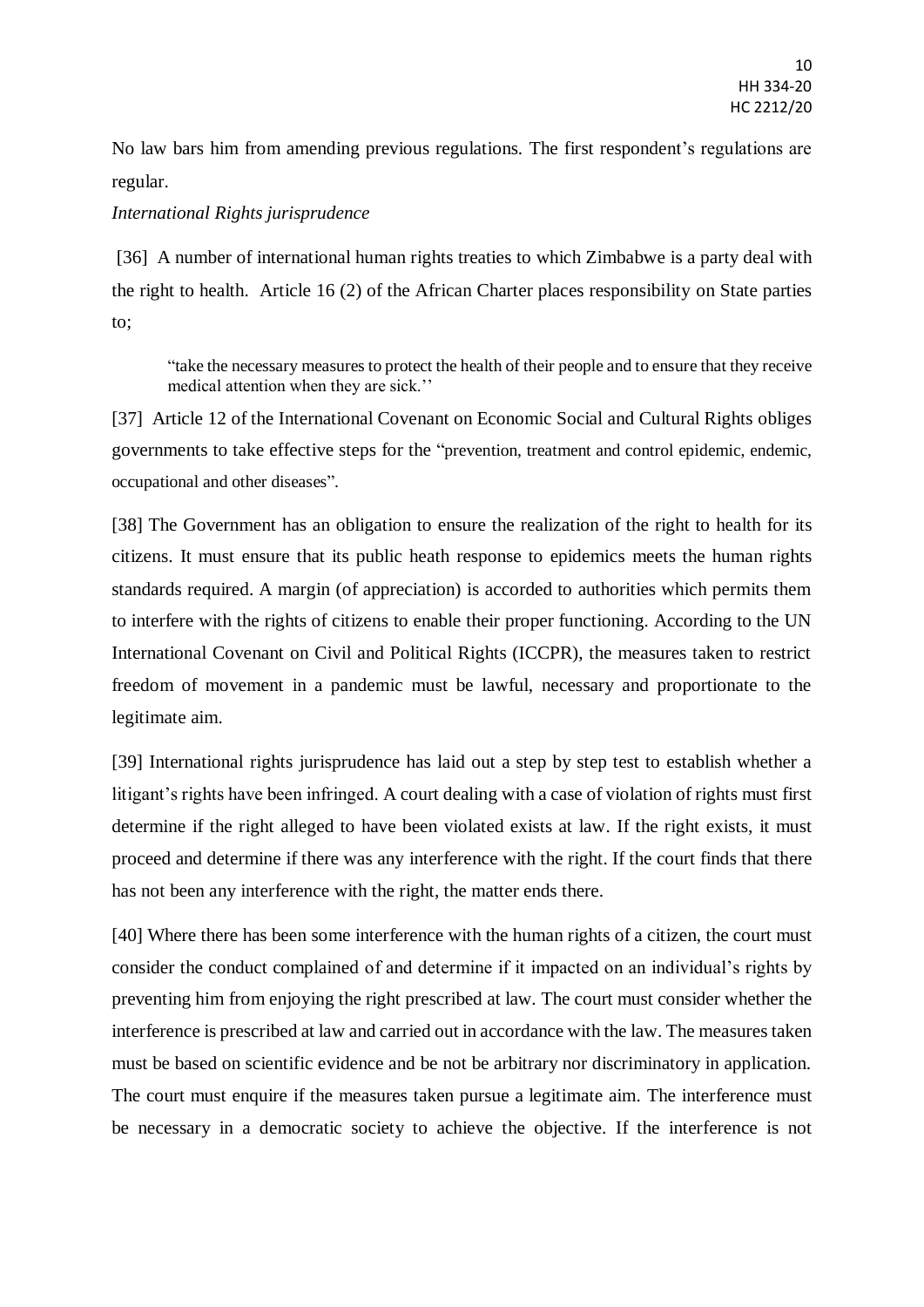No law bars him from amending previous regulations. The first respondent's regulations are regular.

*International Rights jurisprudence*

[36] A number of international human rights treaties to which Zimbabwe is a party deal with the right to health. Article 16 (2) of the African Charter places responsibility on State parties to;

> "take the necessary measures to protect the health of their people and to ensure that they receive medical attention when they are sick.''

[37] Article 12 of the International Covenant on Economic Social and Cultural Rights obliges governments to take effective steps for the "prevention, treatment and control epidemic, endemic, occupational and other diseases".

[38] The Government has an obligation to ensure the realization of the right to health for its citizens. It must ensure that its public heath response to epidemics meets the human rights standards required. A margin (of appreciation) is accorded to authorities which permits them to interfere with the rights of citizens to enable their proper functioning. According to the UN International Covenant on Civil and Political Rights (ICCPR), the measures taken to restrict freedom of movement in a pandemic must be lawful, necessary and proportionate to the legitimate aim.

[39] International rights jurisprudence has laid out a step by step test to establish whether a litigant's rights have been infringed. A court dealing with a case of violation of rights must first determine if the right alleged to have been violated exists at law. If the right exists, it must proceed and determine if there was any interference with the right. If the court finds that there has not been any interference with the right, the matter ends there.

[40] Where there has been some interference with the human rights of a citizen, the court must consider the conduct complained of and determine if it impacted on an individual's rights by preventing him from enjoying the right prescribed at law. The court must consider whether the interference is prescribed at law and carried out in accordance with the law. The measures taken must be based on scientific evidence and be not be arbitrary nor discriminatory in application. The court must enquire if the measures taken pursue a legitimate aim. The interference must be necessary in a democratic society to achieve the objective. If the interference is not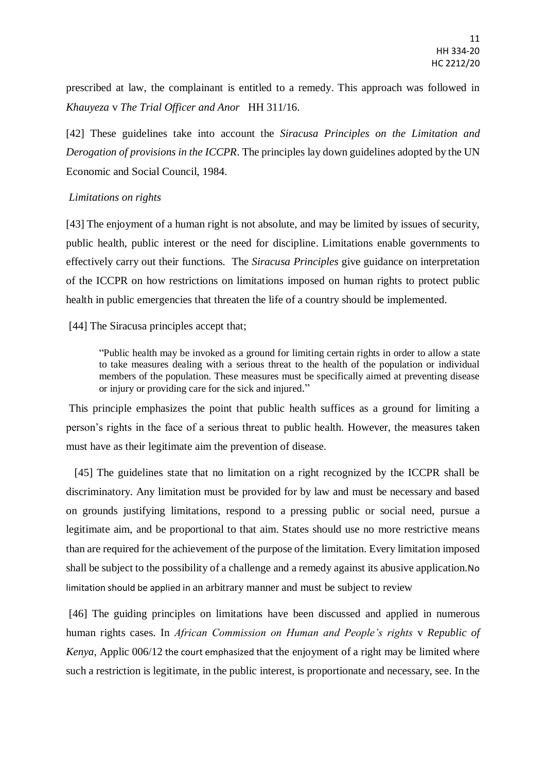prescribed at law, the complainant is entitled to a remedy. This approach was followed in *Khauyeza* v *The Trial Officer and Anor* HH 311/16.

[42] These guidelines take into account the *Siracusa Principles on the Limitation and Derogation of provisions in the ICCPR*. The principles lay down guidelines adopted by the UN Economic and Social Council, 1984.

*Limitations on rights*

[43] The enjoyment of a human right is not absolute, and may be limited by issues of security, public health, public interest or the need for discipline. Limitations enable governments to effectively carry out their functions. The *Siracusa Principles* give guidance on interpretation of the ICCPR on how restrictions on limitations imposed on human rights to protect public health in public emergencies that threaten the life of a country should be implemented.

[44] The Siracusa principles accept that;

> "Public health may be invoked as a ground for limiting certain rights in order to allow a state to take measures dealing with a serious threat to the health of the population or individual members of the population. These measures must be specifically aimed at preventing disease or injury or providing care for the sick and injured."

This principle emphasizes the point that public health suffices as a ground for limiting a person's rights in the face of a serious threat to public health. However, the measures taken must have as their legitimate aim the prevention of disease.

[45] The guidelines state that no limitation on a right recognized by the ICCPR shall be discriminatory. Any limitation must be provided for by law and must be necessary and based on grounds justifying limitations, respond to a pressing public or social need, pursue a legitimate aim, and be proportional to that aim. States should use no more restrictive means than are required for the achievement of the purpose of the limitation. Every limitation imposed shall be subject to the possibility of a challenge and a remedy against its abusive application.No limitation should be applied in an arbitrary manner and must be subject to review

[46] The guiding principles on limitations have been discussed and applied in numerous human rights cases. In *African Commission on Human and People's rights* v *Republic of Kenya*, Applic 006/12 the court emphasized that the enjoyment of a right may be limited where such a restriction is legitimate, in the public interest, is proportionate and necessary, see. In the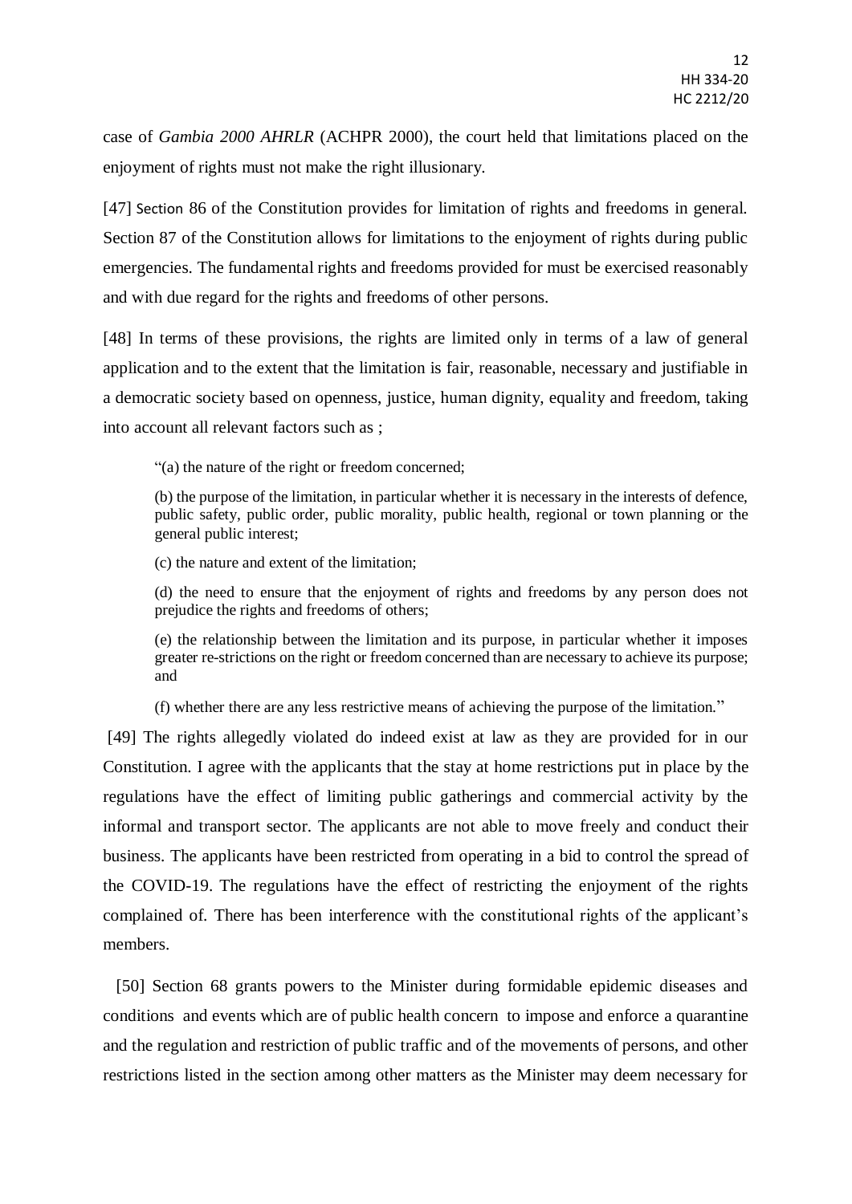case of *Gambia 2000 AHRLR* (ACHPR 2000), the court held that limitations placed on the enjoyment of rights must not make the right illusionary.

[47] Section 86 of the Constitution provides for limitation of rights and freedoms in general. Section 87 of the Constitution allows for limitations to the enjoyment of rights during public emergencies. The fundamental rights and freedoms provided for must be exercised reasonably and with due regard for the rights and freedoms of other persons.

[48] In terms of these provisions, the rights are limited only in terms of a law of general application and to the extent that the limitation is fair, reasonable, necessary and justifiable in a democratic society based on openness, justice, human dignity, equality and freedom, taking into account all relevant factors such as ;

> "(a) the nature of the right or freedom concerned;
>
> (b) the purpose of the limitation, in particular whether it is necessary in the interests of defence, public safety, public order, public morality, public health, regional or town planning or the general public interest;
>
> (c) the nature and extent of the limitation;
>
> (d) the need to ensure that the enjoyment of rights and freedoms by any person does not prejudice the rights and freedoms of others;
>
> (e) the relationship between the limitation and its purpose, in particular whether it imposes greater re-strictions on the right or freedom concerned than are necessary to achieve its purpose; and
>
> (f) whether there are any less restrictive means of achieving the purpose of the limitation."

[49] The rights allegedly violated do indeed exist at law as they are provided for in our Constitution. I agree with the applicants that the stay at home restrictions put in place by the regulations have the effect of limiting public gatherings and commercial activity by the informal and transport sector. The applicants are not able to move freely and conduct their business. The applicants have been restricted from operating in a bid to control the spread of the COVID-19. The regulations have the effect of restricting the enjoyment of the rights complained of. There has been interference with the constitutional rights of the applicant's members.

[50] Section 68 grants powers to the Minister during formidable epidemic diseases and conditions and events which are of public health concern to impose and enforce a quarantine and the regulation and restriction of public traffic and of the movements of persons, and other restrictions listed in the section among other matters as the Minister may deem necessary for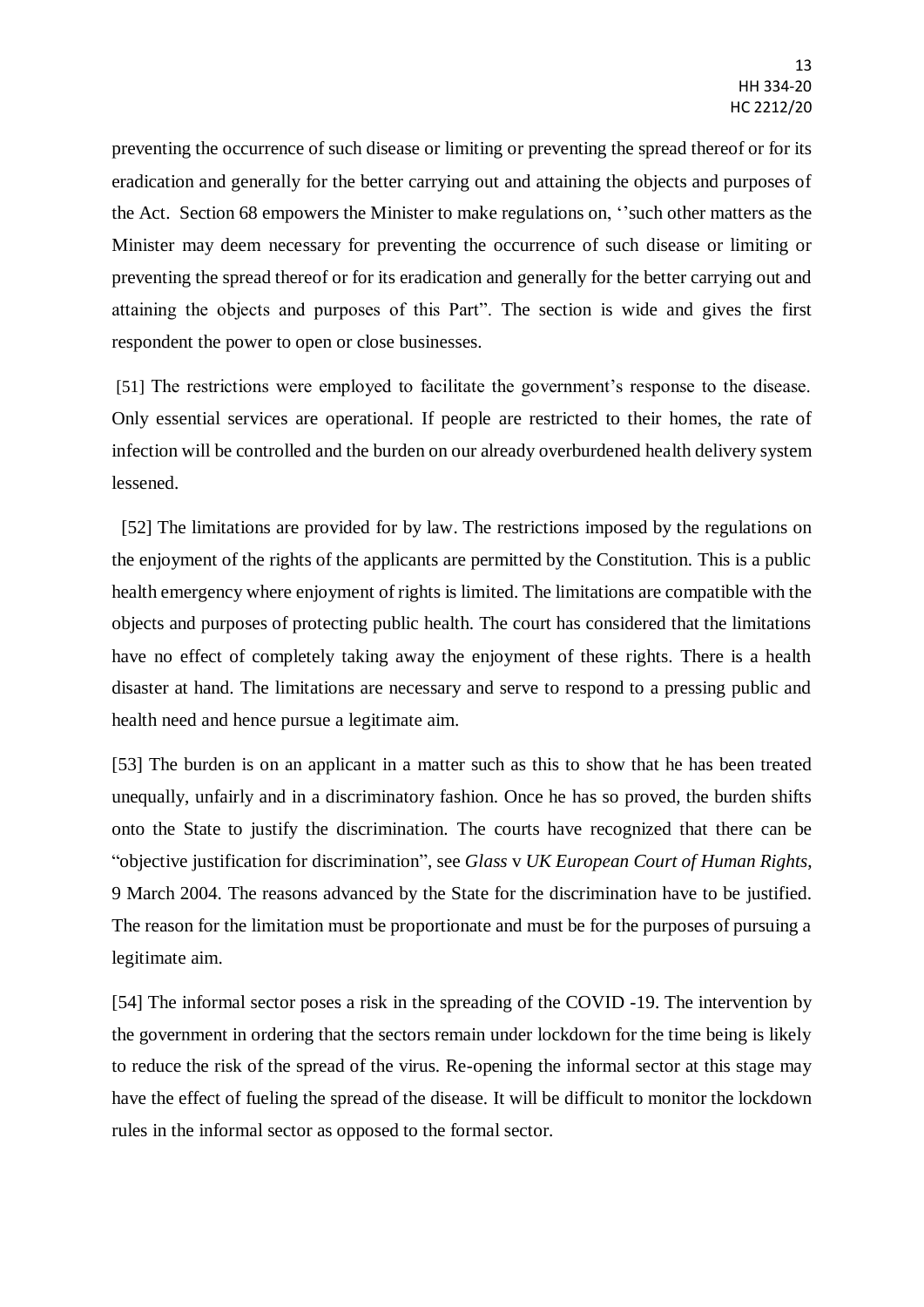preventing the occurrence of such disease or limiting or preventing the spread thereof or for its eradication and generally for the better carrying out and attaining the objects and purposes of the Act. Section 68 empowers the Minister to make regulations on, ''such other matters as the Minister may deem necessary for preventing the occurrence of such disease or limiting or preventing the spread thereof or for its eradication and generally for the better carrying out and attaining the objects and purposes of this Part". The section is wide and gives the first respondent the power to open or close businesses.

[51] The restrictions were employed to facilitate the government's response to the disease. Only essential services are operational. If people are restricted to their homes, the rate of infection will be controlled and the burden on our already overburdened health delivery system lessened.

[52] The limitations are provided for by law. The restrictions imposed by the regulations on the enjoyment of the rights of the applicants are permitted by the Constitution. This is a public health emergency where enjoyment of rights is limited. The limitations are compatible with the objects and purposes of protecting public health. The court has considered that the limitations have no effect of completely taking away the enjoyment of these rights. There is a health disaster at hand. The limitations are necessary and serve to respond to a pressing public and health need and hence pursue a legitimate aim.

[53] The burden is on an applicant in a matter such as this to show that he has been treated unequally, unfairly and in a discriminatory fashion. Once he has so proved, the burden shifts onto the State to justify the discrimination. The courts have recognized that there can be "objective justification for discrimination", see *Glass* v *UK European Court of Human Rights*, 9 March 2004. The reasons advanced by the State for the discrimination have to be justified. The reason for the limitation must be proportionate and must be for the purposes of pursuing a legitimate aim.

[54] The informal sector poses a risk in the spreading of the COVID -19. The intervention by the government in ordering that the sectors remain under lockdown for the time being is likely to reduce the risk of the spread of the virus. Re-opening the informal sector at this stage may have the effect of fueling the spread of the disease. It will be difficult to monitor the lockdown rules in the informal sector as opposed to the formal sector.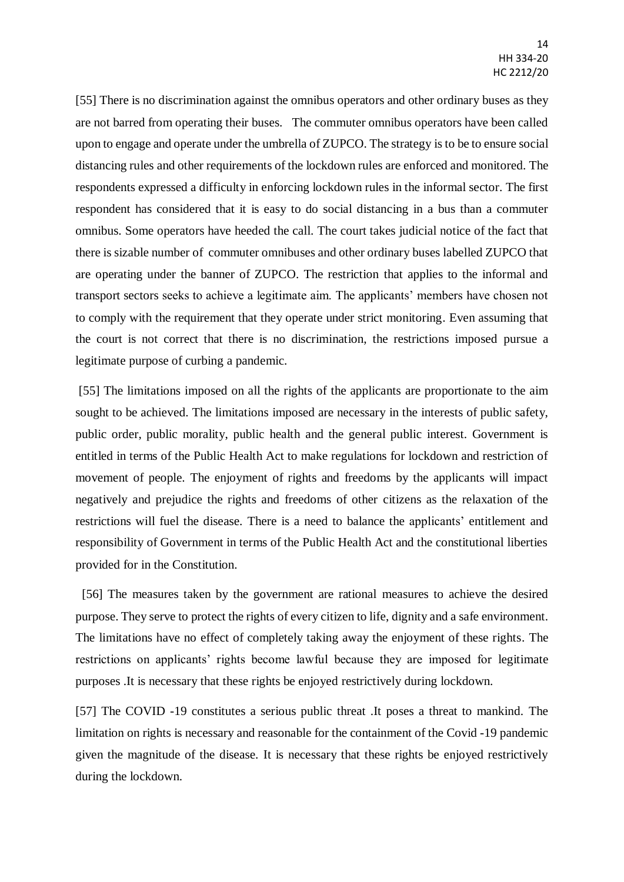[55] There is no discrimination against the omnibus operators and other ordinary buses as they are not barred from operating their buses. The commuter omnibus operators have been called upon to engage and operate under the umbrella of ZUPCO. The strategy is to be to ensure social distancing rules and other requirements of the lockdown rules are enforced and monitored. The respondents expressed a difficulty in enforcing lockdown rules in the informal sector. The first respondent has considered that it is easy to do social distancing in a bus than a commuter omnibus. Some operators have heeded the call. The court takes judicial notice of the fact that there is sizable number of commuter omnibuses and other ordinary buses labelled ZUPCO that are operating under the banner of ZUPCO. The restriction that applies to the informal and transport sectors seeks to achieve a legitimate aim. The applicants' members have chosen not to comply with the requirement that they operate under strict monitoring. Even assuming that the court is not correct that there is no discrimination, the restrictions imposed pursue a legitimate purpose of curbing a pandemic.

[55] The limitations imposed on all the rights of the applicants are proportionate to the aim sought to be achieved. The limitations imposed are necessary in the interests of public safety, public order, public morality, public health and the general public interest. Government is entitled in terms of the Public Health Act to make regulations for lockdown and restriction of movement of people. The enjoyment of rights and freedoms by the applicants will impact negatively and prejudice the rights and freedoms of other citizens as the relaxation of the restrictions will fuel the disease. There is a need to balance the applicants' entitlement and responsibility of Government in terms of the Public Health Act and the constitutional liberties provided for in the Constitution.

[56] The measures taken by the government are rational measures to achieve the desired purpose. They serve to protect the rights of every citizen to life, dignity and a safe environment. The limitations have no effect of completely taking away the enjoyment of these rights. The restrictions on applicants' rights become lawful because they are imposed for legitimate purposes .It is necessary that these rights be enjoyed restrictively during lockdown.

[57] The COVID -19 constitutes a serious public threat .It poses a threat to mankind. The limitation on rights is necessary and reasonable for the containment of the Covid -19 pandemic given the magnitude of the disease. It is necessary that these rights be enjoyed restrictively during the lockdown.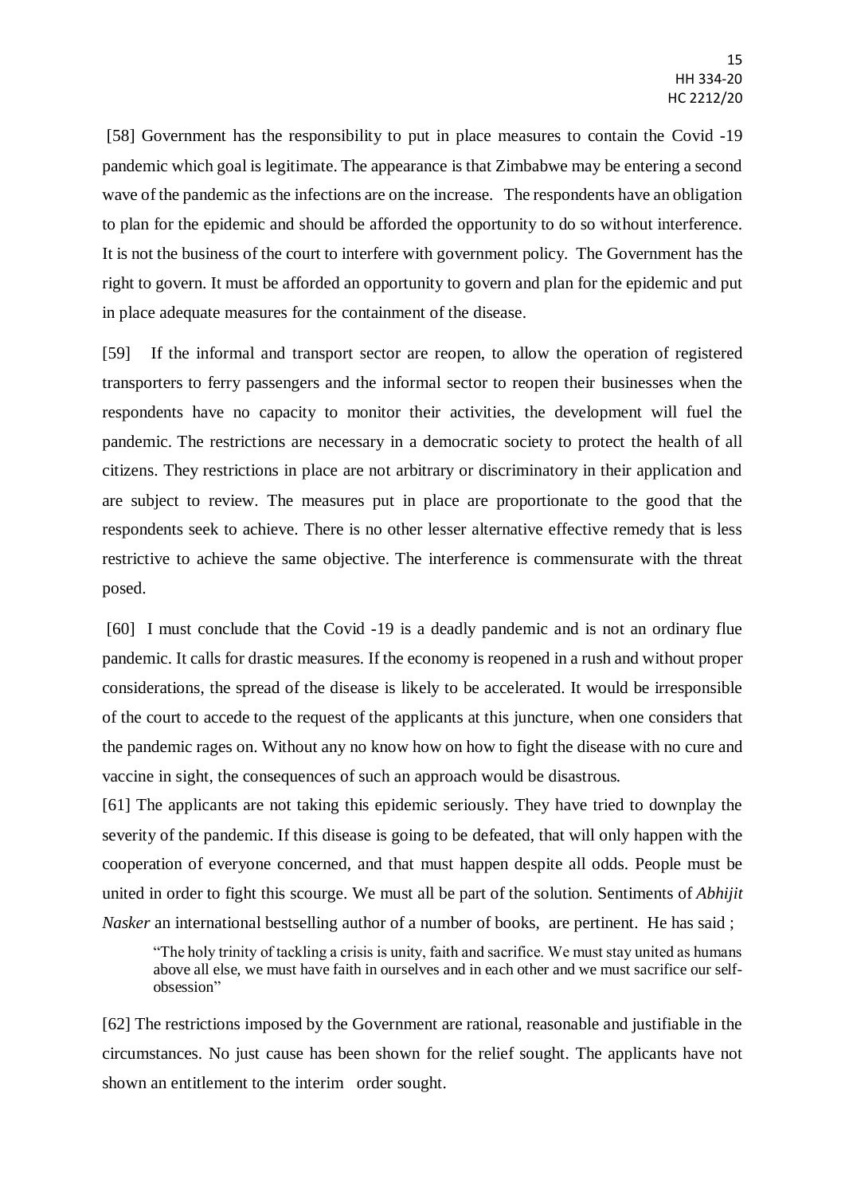[58] Government has the responsibility to put in place measures to contain the Covid -19 pandemic which goal is legitimate. The appearance is that Zimbabwe may be entering a second wave of the pandemic as the infections are on the increase. The respondents have an obligation to plan for the epidemic and should be afforded the opportunity to do so without interference. It is not the business of the court to interfere with government policy. The Government has the right to govern. It must be afforded an opportunity to govern and plan for the epidemic and put in place adequate measures for the containment of the disease.

[59] If the informal and transport sector are reopen, to allow the operation of registered transporters to ferry passengers and the informal sector to reopen their businesses when the respondents have no capacity to monitor their activities, the development will fuel the pandemic. The restrictions are necessary in a democratic society to protect the health of all citizens. They restrictions in place are not arbitrary or discriminatory in their application and are subject to review. The measures put in place are proportionate to the good that the respondents seek to achieve. There is no other lesser alternative effective remedy that is less restrictive to achieve the same objective. The interference is commensurate with the threat posed.

[60] I must conclude that the Covid -19 is a deadly pandemic and is not an ordinary flue pandemic. It calls for drastic measures. If the economy is reopened in a rush and without proper considerations, the spread of the disease is likely to be accelerated. It would be irresponsible of the court to accede to the request of the applicants at this juncture, when one considers that the pandemic rages on. Without any no know how on how to fight the disease with no cure and vaccine in sight, the consequences of such an approach would be disastrous.

[61] The applicants are not taking this epidemic seriously. They have tried to downplay the severity of the pandemic. If this disease is going to be defeated, that will only happen with the cooperation of everyone concerned, and that must happen despite all odds. People must be united in order to fight this scourge. We must all be part of the solution. Sentiments of *Abhijit Nasker* an international bestselling author of a number of books, are pertinent. He has said ;

> "The holy trinity of tackling a crisis is unity, faith and sacrifice. We must stay united as humans above all else, we must have faith in ourselves and in each other and we must sacrifice our self-obsession"

[62] The restrictions imposed by the Government are rational, reasonable and justifiable in the circumstances. No just cause has been shown for the relief sought. The applicants have not shown an entitlement to the interim order sought.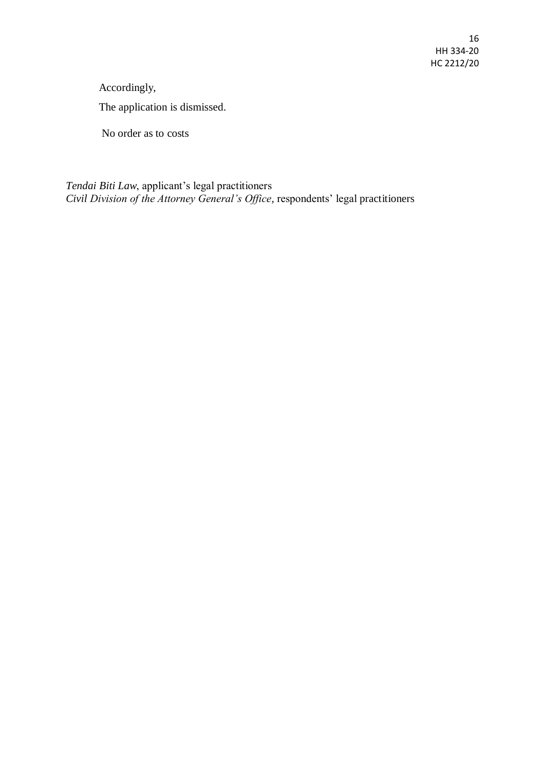Accordingly,

The application is dismissed.

No order as to costs

*Tendai Biti Law*, applicant's legal practitioners
*Civil Division of the Attorney General's Office*, respondents' legal practitioners